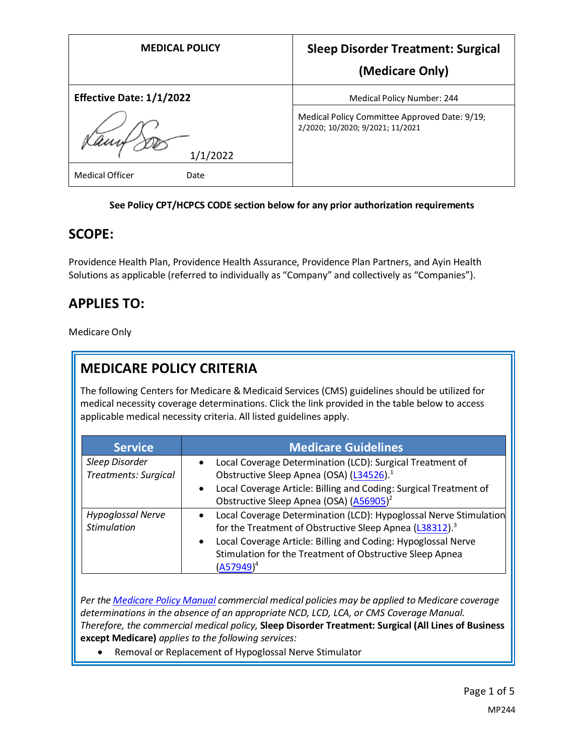| MEDICAL POLICY | Sleep Disorder Treatment: Surgical (Medicare Only) |
|---|---|
| **Effective Date: 1/1/2022** | Medical Policy Number: 244 |
| 1/1/2022 | Medical Policy Committee Approved Date: 9/19; 2/2020; 10/2020; 9/2021; 11/2021 |
| Medical Officer Date | |

**See Policy CPT/HCPCS CODE section below for any prior authorization requirements**

## SCOPE:

Providence Health Plan, Providence Health Assurance, Providence Plan Partners, and Ayin Health Solutions as applicable (referred to individually as "Company" and collectively as "Companies").

## APPLIES TO:

Medicare Only

## MEDICARE POLICY CRITERIA

The following Centers for Medicare & Medicaid Services (CMS) guidelines should be utilized for medical necessity coverage determinations. Click the link provided in the table below to access applicable medical necessity criteria. All listed guidelines apply.

| Service | Medicare Guidelines |
|---|---|
| *Sleep Disorder Treatments: Surgical* | • Local Coverage Determination (LCD): Surgical Treatment of Obstructive Sleep Apnea (OSA) (L34526).[1] <br> • Local Coverage Article: Billing and Coding: Surgical Treatment of Obstructive Sleep Apnea (OSA) (A56905)[2] |
| *Hypoglossal Nerve Stimulation* | • Local Coverage Determination (LCD): Hypoglossal Nerve Stimulation for the Treatment of Obstructive Sleep Apnea (L38312).[3] <br> • Local Coverage Article: Billing and Coding: Hypoglossal Nerve Stimulation for the Treatment of Obstructive Sleep Apnea (A57949)[4] |

*Per the Medicare Policy Manual commercial medical policies may be applied to Medicare coverage determinations in the absence of an appropriate NCD, LCD, LCA, or CMS Coverage Manual. Therefore, the commercial medical policy,* **Sleep Disorder Treatment: Surgical (All Lines of Business except Medicare)** *applies to the following services:*

- Removal or Replacement of Hypoglossal Nerve Stimulator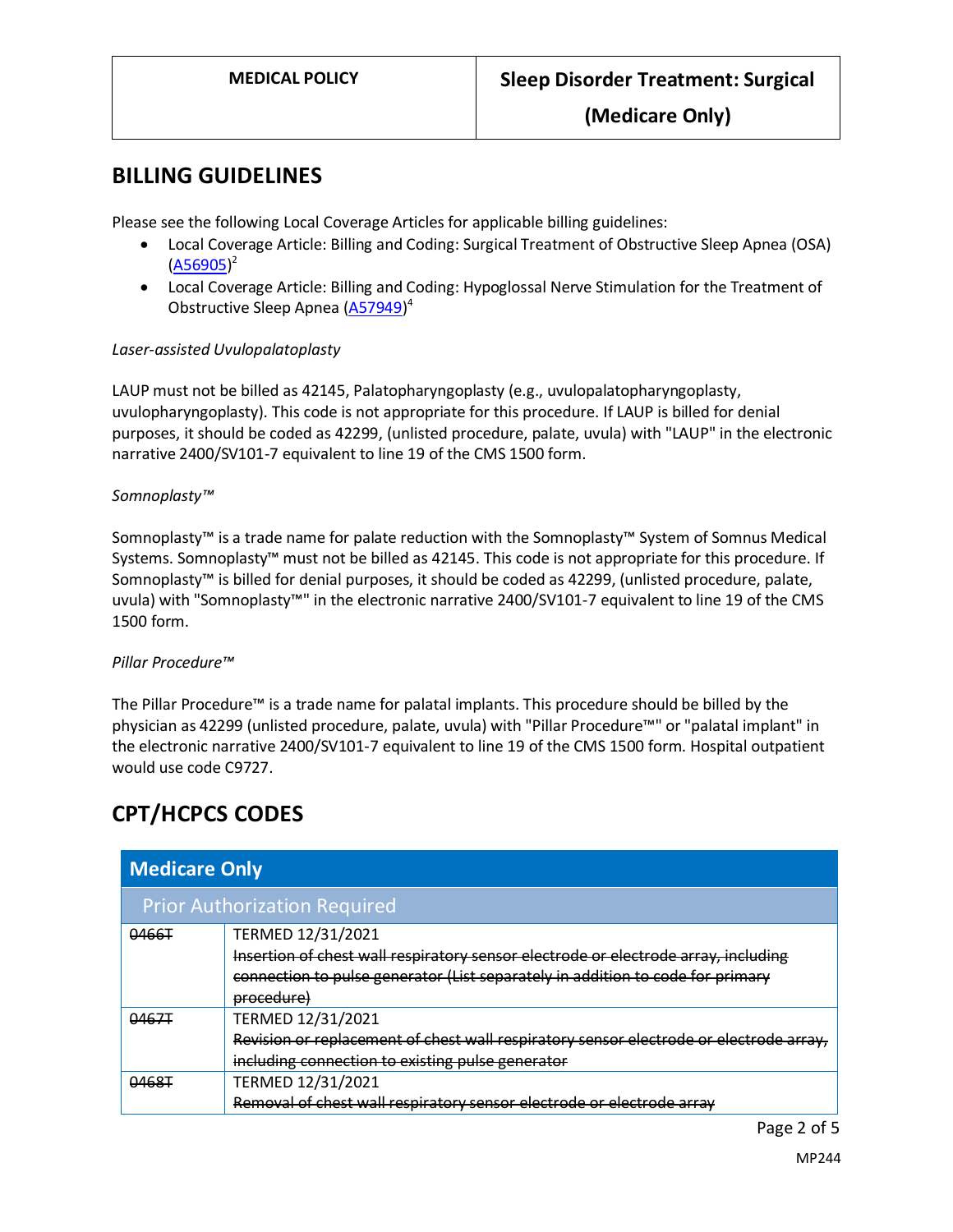## BILLING GUIDELINES

Please see the following Local Coverage Articles for applicable billing guidelines:

- Local Coverage Article: Billing and Coding: Surgical Treatment of Obstructive Sleep Apnea (OSA) (A56905)[2]
- Local Coverage Article: Billing and Coding: Hypoglossal Nerve Stimulation for the Treatment of Obstructive Sleep Apnea (A57949)[4]

*Laser-assisted Uvulopalatoplasty*

LAUP must not be billed as 42145, Palatopharyngoplasty (e.g., uvulopalatopharyngoplasty, uvulopharyngoplasty). This code is not appropriate for this procedure. If LAUP is billed for denial purposes, it should be coded as 42299, (unlisted procedure, palate, uvula) with "LAUP" in the electronic narrative 2400/SV101-7 equivalent to line 19 of the CMS 1500 form.

*Somnoplasty™*

Somnoplasty™ is a trade name for palate reduction with the Somnoplasty™ System of Somnus Medical Systems. Somnoplasty™ must not be billed as 42145. This code is not appropriate for this procedure. If Somnoplasty™ is billed for denial purposes, it should be coded as 42299, (unlisted procedure, palate, uvula) with "Somnoplasty™" in the electronic narrative 2400/SV101-7 equivalent to line 19 of the CMS 1500 form.

*Pillar Procedure™*

The Pillar Procedure™ is a trade name for palatal implants. This procedure should be billed by the physician as 42299 (unlisted procedure, palate, uvula) with "Pillar Procedure™" or "palatal implant" in the electronic narrative 2400/SV101-7 equivalent to line 19 of the CMS 1500 form. Hospital outpatient would use code C9727.

## CPT/HCPCS CODES

| Medicare Only | |
|---|---|
| Prior Authorization Required | |
| ~~0466T~~ | TERMED 12/31/2021<br>~~Insertion of chest wall respiratory sensor electrode or electrode array, including connection to pulse generator (List separately in addition to code for primary procedure)~~ |
| ~~0467T~~ | TERMED 12/31/2021<br>~~Revision or replacement of chest wall respiratory sensor electrode or electrode array, including connection to existing pulse generator~~ |
| ~~0468T~~ | TERMED 12/31/2021<br>~~Removal of chest wall respiratory sensor electrode or electrode array~~ |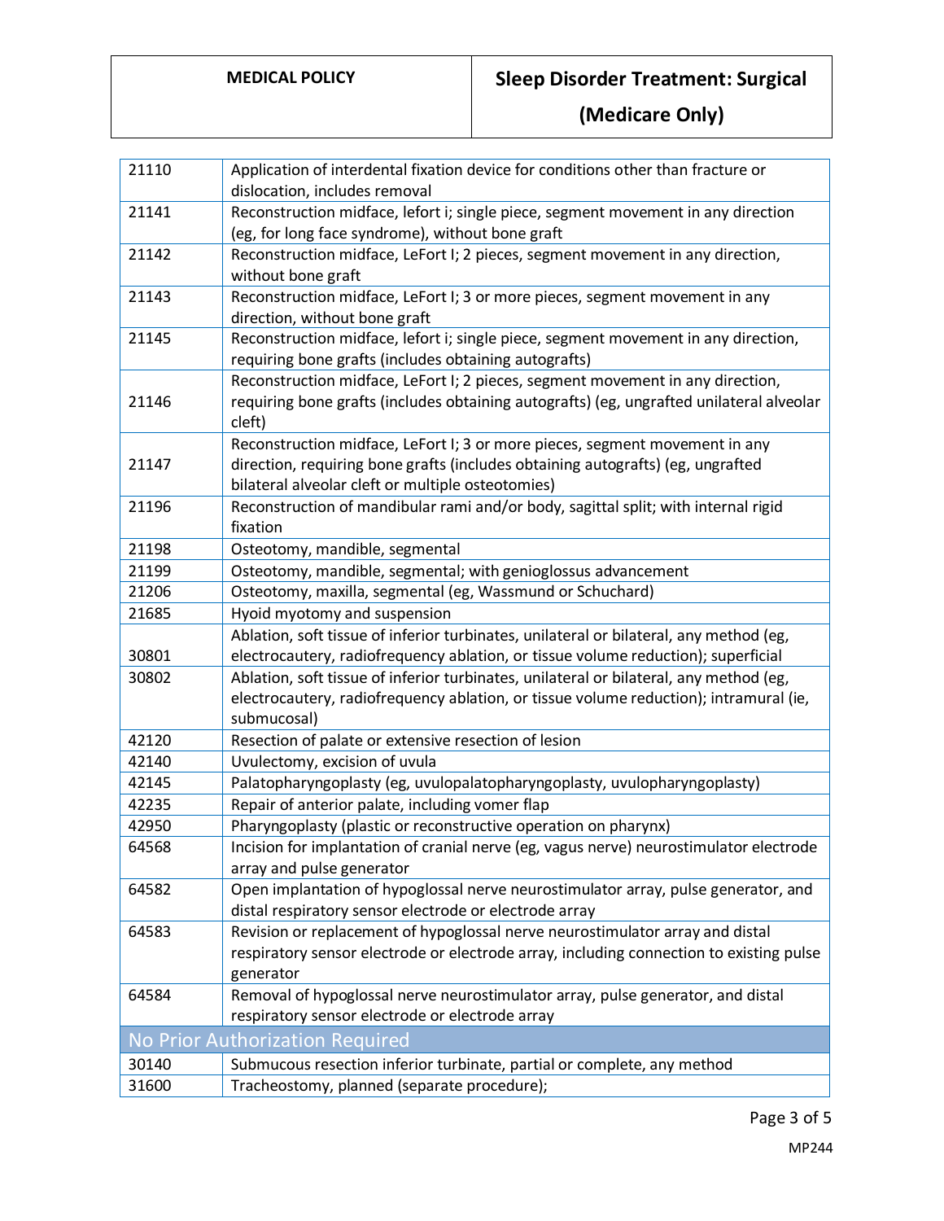| | |
|---|---|
| 21110 | Application of interdental fixation device for conditions other than fracture or dislocation, includes removal |
| 21141 | Reconstruction midface, lefort i; single piece, segment movement in any direction (eg, for long face syndrome), without bone graft |
| 21142 | Reconstruction midface, LeFort I; 2 pieces, segment movement in any direction, without bone graft |
| 21143 | Reconstruction midface, LeFort I; 3 or more pieces, segment movement in any direction, without bone graft |
| 21145 | Reconstruction midface, lefort i; single piece, segment movement in any direction, requiring bone grafts (includes obtaining autografts) |
| 21146 | Reconstruction midface, LeFort I; 2 pieces, segment movement in any direction, requiring bone grafts (includes obtaining autografts) (eg, ungrafted unilateral alveolar cleft) |
| 21147 | Reconstruction midface, LeFort I; 3 or more pieces, segment movement in any direction, requiring bone grafts (includes obtaining autografts) (eg, ungrafted bilateral alveolar cleft or multiple osteotomies) |
| 21196 | Reconstruction of mandibular rami and/or body, sagittal split; with internal rigid fixation |
| 21198 | Osteotomy, mandible, segmental |
| 21199 | Osteotomy, mandible, segmental; with genioglossus advancement |
| 21206 | Osteotomy, maxilla, segmental (eg, Wassmund or Schuchard) |
| 21685 | Hyoid myotomy and suspension |
| 30801 | Ablation, soft tissue of inferior turbinates, unilateral or bilateral, any method (eg, electrocautery, radiofrequency ablation, or tissue volume reduction); superficial |
| 30802 | Ablation, soft tissue of inferior turbinates, unilateral or bilateral, any method (eg, electrocautery, radiofrequency ablation, or tissue volume reduction); intramural (ie, submucosal) |
| 42120 | Resection of palate or extensive resection of lesion |
| 42140 | Uvulectomy, excision of uvula |
| 42145 | Palatopharyngoplasty (eg, uvulopalatopharyngoplasty, uvulopharyngoplasty) |
| 42235 | Repair of anterior palate, including vomer flap |
| 42950 | Pharyngoplasty (plastic or reconstructive operation on pharynx) |
| 64568 | Incision for implantation of cranial nerve (eg, vagus nerve) neurostimulator electrode array and pulse generator |
| 64582 | Open implantation of hypoglossal nerve neurostimulator array, pulse generator, and distal respiratory sensor electrode or electrode array |
| 64583 | Revision or replacement of hypoglossal nerve neurostimulator array and distal respiratory sensor electrode or electrode array, including connection to existing pulse generator |
| 64584 | Removal of hypoglossal nerve neurostimulator array, pulse generator, and distal respiratory sensor electrode or electrode array |
| **No Prior Authorization Required** | |
| 30140 | Submucous resection inferior turbinate, partial or complete, any method |
| 31600 | Tracheostomy, planned (separate procedure); |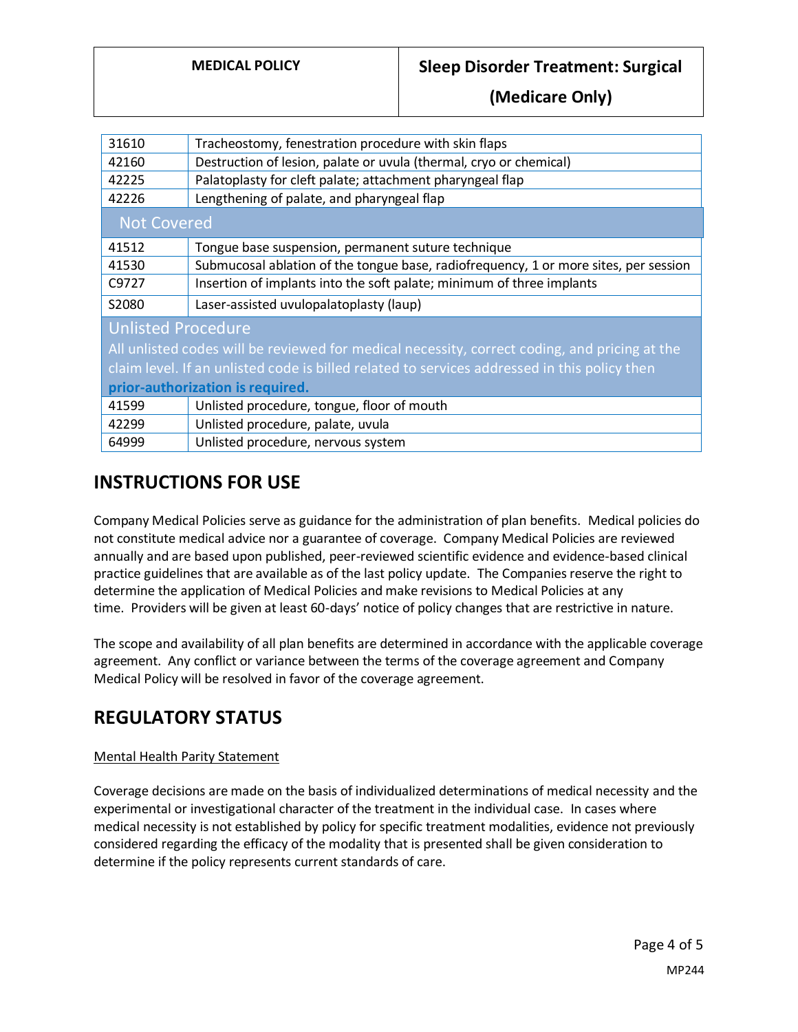| | |
|---|---|
| 31610 | Tracheostomy, fenestration procedure with skin flaps |
| 42160 | Destruction of lesion, palate or uvula (thermal, cryo or chemical) |
| 42225 | Palatoplasty for cleft palate; attachment pharyngeal flap |
| 42226 | Lengthening of palate, and pharyngeal flap |
| **Not Covered** | |
| 41512 | Tongue base suspension, permanent suture technique |
| 41530 | Submucosal ablation of the tongue base, radiofrequency, 1 or more sites, per session |
| C9727 | Insertion of implants into the soft palate; minimum of three implants |
| S2080 | Laser-assisted uvulopalatoplasty (laup) |
| **Unlisted Procedure**<br>All unlisted codes will be reviewed for medical necessity, correct coding, and pricing at the claim level. If an unlisted code is billed related to services addressed in this policy then **prior-authorization is required.** | |
| 41599 | Unlisted procedure, tongue, floor of mouth |
| 42299 | Unlisted procedure, palate, uvula |
| 64999 | Unlisted procedure, nervous system |

## INSTRUCTIONS FOR USE

Company Medical Policies serve as guidance for the administration of plan benefits. Medical policies do not constitute medical advice nor a guarantee of coverage. Company Medical Policies are reviewed annually and are based upon published, peer-reviewed scientific evidence and evidence-based clinical practice guidelines that are available as of the last policy update. The Companies reserve the right to determine the application of Medical Policies and make revisions to Medical Policies at any time. Providers will be given at least 60-days' notice of policy changes that are restrictive in nature.

The scope and availability of all plan benefits are determined in accordance with the applicable coverage agreement. Any conflict or variance between the terms of the coverage agreement and Company Medical Policy will be resolved in favor of the coverage agreement.

## REGULATORY STATUS

Mental Health Parity Statement

Coverage decisions are made on the basis of individualized determinations of medical necessity and the experimental or investigational character of the treatment in the individual case. In cases where medical necessity is not established by policy for specific treatment modalities, evidence not previously considered regarding the efficacy of the modality that is presented shall be given consideration to determine if the policy represents current standards of care.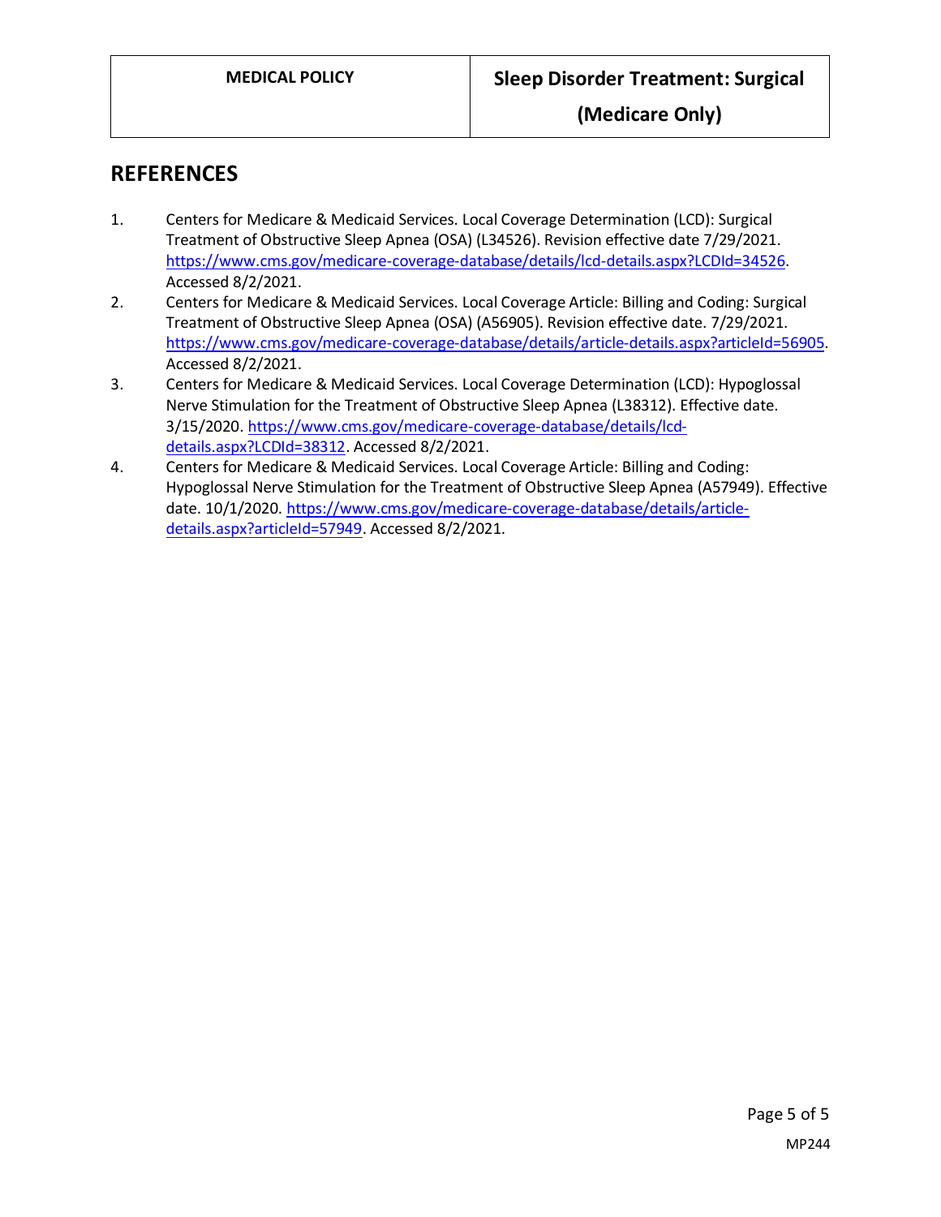## REFERENCES

1. Centers for Medicare & Medicaid Services. Local Coverage Determination (LCD): Surgical Treatment of Obstructive Sleep Apnea (OSA) (L34526). Revision effective date 7/29/2021. https://www.cms.gov/medicare-coverage-database/details/lcd-details.aspx?LCDId=34526. Accessed 8/2/2021.
2. Centers for Medicare & Medicaid Services. Local Coverage Article: Billing and Coding: Surgical Treatment of Obstructive Sleep Apnea (OSA) (A56905). Revision effective date. 7/29/2021. https://www.cms.gov/medicare-coverage-database/details/article-details.aspx?articleId=56905. Accessed 8/2/2021.
3. Centers for Medicare & Medicaid Services. Local Coverage Determination (LCD): Hypoglossal Nerve Stimulation for the Treatment of Obstructive Sleep Apnea (L38312). Effective date. 3/15/2020. https://www.cms.gov/medicare-coverage-database/details/lcd-details.aspx?LCDId=38312. Accessed 8/2/2021.
4. Centers for Medicare & Medicaid Services. Local Coverage Article: Billing and Coding: Hypoglossal Nerve Stimulation for the Treatment of Obstructive Sleep Apnea (A57949). Effective date. 10/1/2020. https://www.cms.gov/medicare-coverage-database/details/article-details.aspx?articleId=57949. Accessed 8/2/2021.